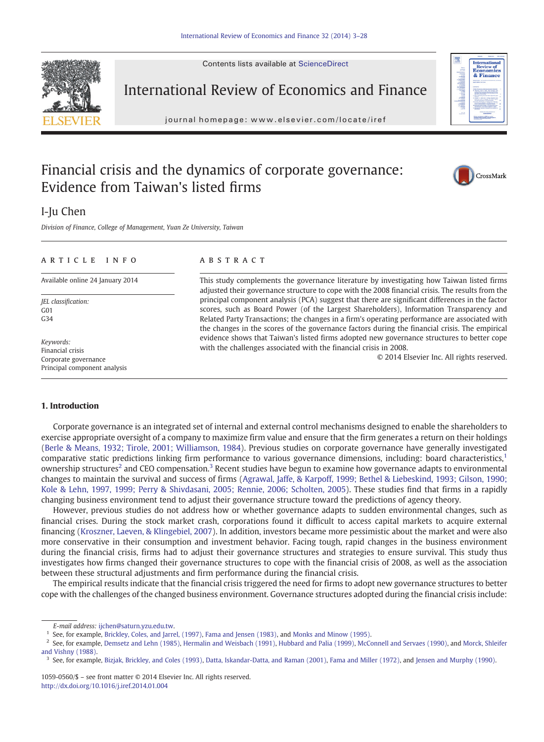# Financial crisis and the dynamics of corporate governance: Evidence from Taiwan's listed firms

I-Ju Chen

*Division of Finance, College of Management, Yuan Ze University, Taiwan*

## ARTICLE INFO

Available online 24 January 2014

*JEL classification:*
G01
G34

*Keywords:*
Financial crisis
Corporate governance
Principal component analysis

## ABSTRACT

This study complements the governance literature by investigating how Taiwan listed firms adjusted their governance structure to cope with the 2008 financial crisis. The results from the principal component analysis (PCA) suggest that there are significant differences in the factor scores, such as Board Power (of the Largest Shareholders), Information Transparency and Related Party Transactions; the changes in a firm's operating performance are associated with the changes in the scores of the governance factors during the financial crisis. The empirical evidence shows that Taiwan's listed firms adopted new governance structures to better cope with the challenges associated with the financial crisis in 2008.

© 2014 Elsevier Inc. All rights reserved.

## 1. Introduction

Corporate governance is an integrated set of internal and external control mechanisms designed to enable the shareholders to exercise appropriate oversight of a company to maximize firm value and ensure that the firm generates a return on their holdings (Berle & Means, 1932; Tirole, 2001; Williamson, 1984). Previous studies on corporate governance have generally investigated comparative static predictions linking firm performance to various governance dimensions, including: board characteristics,[1] ownership structures[2] and CEO compensation.[3] Recent studies have begun to examine how governance adapts to environmental changes to maintain the survival and success of firms (Agrawal, Jaffe, & Karpoff, 1999; Bethel & Liebeskind, 1993; Gilson, 1990; Kole & Lehn, 1997, 1999; Perry & Shivdasani, 2005; Rennie, 2006; Scholten, 2005). These studies find that firms in a rapidly changing business environment tend to adjust their governance structure toward the predictions of agency theory.

However, previous studies do not address how or whether governance adapts to sudden environmental changes, such as financial crises. During the stock market crash, corporations found it difficult to access capital markets to acquire external financing (Kroszner, Laeven, & Klingebiel, 2007). In addition, investors became more pessimistic about the market and were also more conservative in their consumption and investment behavior. Facing tough, rapid changes in the business environment during the financial crisis, firms had to adjust their governance structures and strategies to ensure survival. This study thus investigates how firms changed their governance structures to cope with the financial crisis of 2008, as well as the association between these structural adjustments and firm performance during the financial crisis.

The empirical results indicate that the financial crisis triggered the need for firms to adopt new governance structures to better cope with the challenges of the changed business environment. Governance structures adopted during the financial crisis include:

E-mail address: ijchen@saturn.yzu.edu.tw.

[1] See, for example, Brickley, Coles, and Jarrel, (1997), Fama and Jensen (1983), and Monks and Minow (1995).

[2] See, for example, Demsetz and Lehn (1985), Hermalin and Weisbach (1991), Hubbard and Palia (1999), McConnell and Servaes (1990), and Morck, Shleifer and Vishny (1988).

[3] See, for example, Bizjak, Brickley, and Coles (1993), Datta, Iskandar-Datta, and Raman (2001), Fama and Miller (1972), and Jensen and Murphy (1990).

1059-0560/$ – see front matter © 2014 Elsevier Inc. All rights reserved.
http://dx.doi.org/10.1016/j.iref.2014.01.004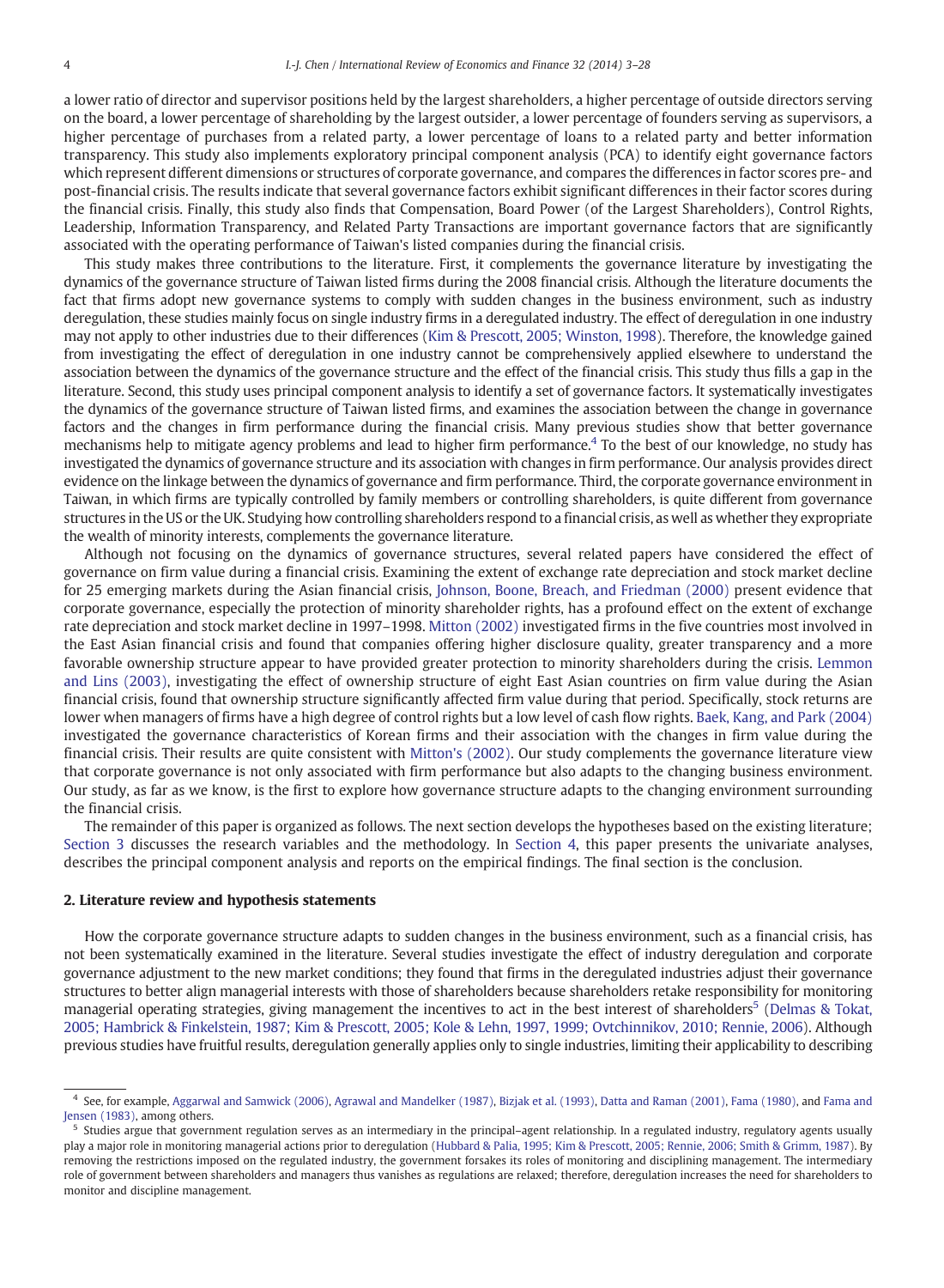a lower ratio of director and supervisor positions held by the largest shareholders, a higher percentage of outside directors serving on the board, a lower percentage of shareholding by the largest outsider, a lower percentage of founders serving as supervisors, a higher percentage of purchases from a related party, a lower percentage of loans to a related party and better information transparency. This study also implements exploratory principal component analysis (PCA) to identify eight governance factors which represent different dimensions or structures of corporate governance, and compares the differences in factor scores pre- and post-financial crisis. The results indicate that several governance factors exhibit significant differences in their factor scores during the financial crisis. Finally, this study also finds that Compensation, Board Power (of the Largest Shareholders), Control Rights, Leadership, Information Transparency, and Related Party Transactions are important governance factors that are significantly associated with the operating performance of Taiwan's listed companies during the financial crisis.

This study makes three contributions to the literature. First, it complements the governance literature by investigating the dynamics of the governance structure of Taiwan listed firms during the 2008 financial crisis. Although the literature documents the fact that firms adopt new governance systems to comply with sudden changes in the business environment, such as industry deregulation, these studies mainly focus on single industry firms in a deregulated industry. The effect of deregulation in one industry may not apply to other industries due to their differences (Kim & Prescott, 2005; Winston, 1998). Therefore, the knowledge gained from investigating the effect of deregulation in one industry cannot be comprehensively applied elsewhere to understand the association between the dynamics of the governance structure and the effect of the financial crisis. This study thus fills a gap in the literature. Second, this study uses principal component analysis to identify a set of governance factors. It systematically investigates the dynamics of the governance structure of Taiwan listed firms, and examines the association between the change in governance factors and the changes in firm performance during the financial crisis. Many previous studies show that better governance mechanisms help to mitigate agency problems and lead to higher firm performance.[4] To the best of our knowledge, no study has investigated the dynamics of governance structure and its association with changes in firm performance. Our analysis provides direct evidence on the linkage between the dynamics of governance and firm performance. Third, the corporate governance environment in Taiwan, in which firms are typically controlled by family members or controlling shareholders, is quite different from governance structures in the US or the UK. Studying how controlling shareholders respond to a financial crisis, as well as whether they expropriate the wealth of minority interests, complements the governance literature.

Although not focusing on the dynamics of governance structures, several related papers have considered the effect of governance on firm value during a financial crisis. Examining the extent of exchange rate depreciation and stock market decline for 25 emerging markets during the Asian financial crisis, Johnson, Boone, Breach, and Friedman (2000) present evidence that corporate governance, especially the protection of minority shareholder rights, has a profound effect on the extent of exchange rate depreciation and stock market decline in 1997–1998. Mitton (2002) investigated firms in the five countries most involved in the East Asian financial crisis and found that companies offering higher disclosure quality, greater transparency and a more favorable ownership structure appear to have provided greater protection to minority shareholders during the crisis. Lemmon and Lins (2003), investigating the effect of ownership structure of eight East Asian countries on firm value during the Asian financial crisis, found that ownership structure significantly affected firm value during that period. Specifically, stock returns are lower when managers of firms have a high degree of control rights but a low level of cash flow rights. Baek, Kang, and Park (2004) investigated the governance characteristics of Korean firms and their association with the changes in firm value during the financial crisis. Their results are quite consistent with Mitton's (2002). Our study complements the governance literature view that corporate governance is not only associated with firm performance but also adapts to the changing business environment. Our study, as far as we know, is the first to explore how governance structure adapts to the changing environment surrounding the financial crisis.

The remainder of this paper is organized as follows. The next section develops the hypotheses based on the existing literature; Section 3 discusses the research variables and the methodology. In Section 4, this paper presents the univariate analyses, describes the principal component analysis and reports on the empirical findings. The final section is the conclusion.

## 2. Literature review and hypothesis statements

How the corporate governance structure adapts to sudden changes in the business environment, such as a financial crisis, has not been systematically examined in the literature. Several studies investigate the effect of industry deregulation and corporate governance adjustment to the new market conditions; they found that firms in the deregulated industries adjust their governance structures to better align managerial interests with those of shareholders because shareholders retake responsibility for monitoring managerial operating strategies, giving management the incentives to act in the best interest of shareholders[5] (Delmas & Tokat, 2005; Hambrick & Finkelstein, 1987; Kim & Prescott, 2005; Kole & Lehn, 1997, 1999; Ovtchinnikov, 2010; Rennie, 2006). Although previous studies have fruitful results, deregulation generally applies only to single industries, limiting their applicability to describing

---

[4] See, for example, Aggarwal and Samwick (2006), Agrawal and Mandelker (1987), Bizjak et al. (1993), Datta and Raman (2001), Fama (1980), and Fama and Jensen (1983), among others.

[5] Studies argue that government regulation serves as an intermediary in the principal–agent relationship. In a regulated industry, regulatory agents usually play a major role in monitoring managerial actions prior to deregulation (Hubbard & Palia, 1995; Kim & Prescott, 2005; Rennie, 2006; Smith & Grimm, 1987). By removing the restrictions imposed on the regulated industry, the government forsakes its roles of monitoring and disciplining management. The intermediary role of government between shareholders and managers thus vanishes as regulations are relaxed; therefore, deregulation increases the need for shareholders to monitor and discipline management.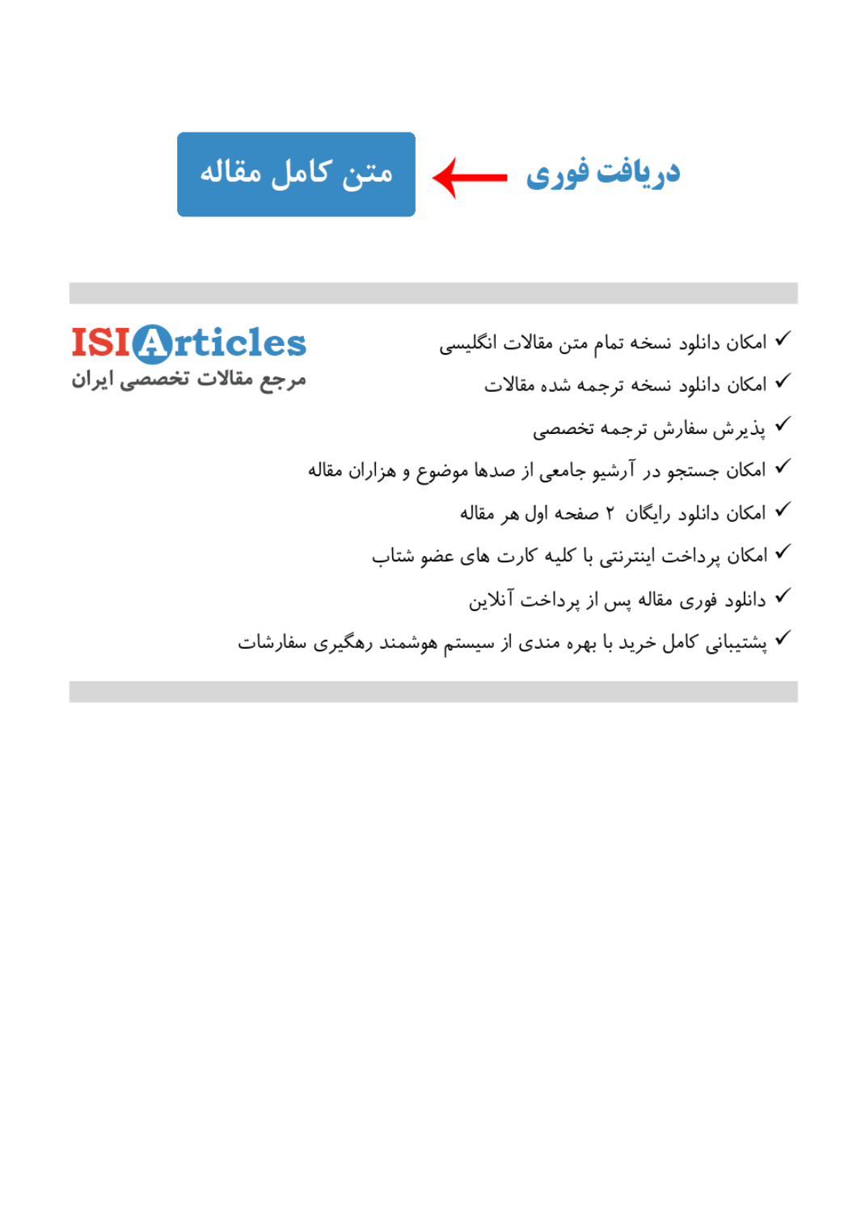دریافت فوری ← متن کامل مقاله

**ISIArticles**
مرجع مقالات تخصصی ایران

- ✓ امکان دانلود نسخه تمام متن مقالات انگلیسی
- ✓ امکان دانلود نسخه ترجمه شده مقالات
- ✓ پذیرش سفارش ترجمه تخصصی
- ✓ امکان جستجو در آرشیو جامعی از صدها موضوع و هزاران مقاله
- ✓ امکان دانلود رایگان ۲ صفحه اول هر مقاله
- ✓ امکان پرداخت اینترنتی با کلیه کارت های عضو شتاب
- ✓ دانلود فوری مقاله پس از پرداخت آنلاین
- ✓ پشتیبانی کامل خرید با بهره مندی از سیستم هوشمند رهگیری سفارشات